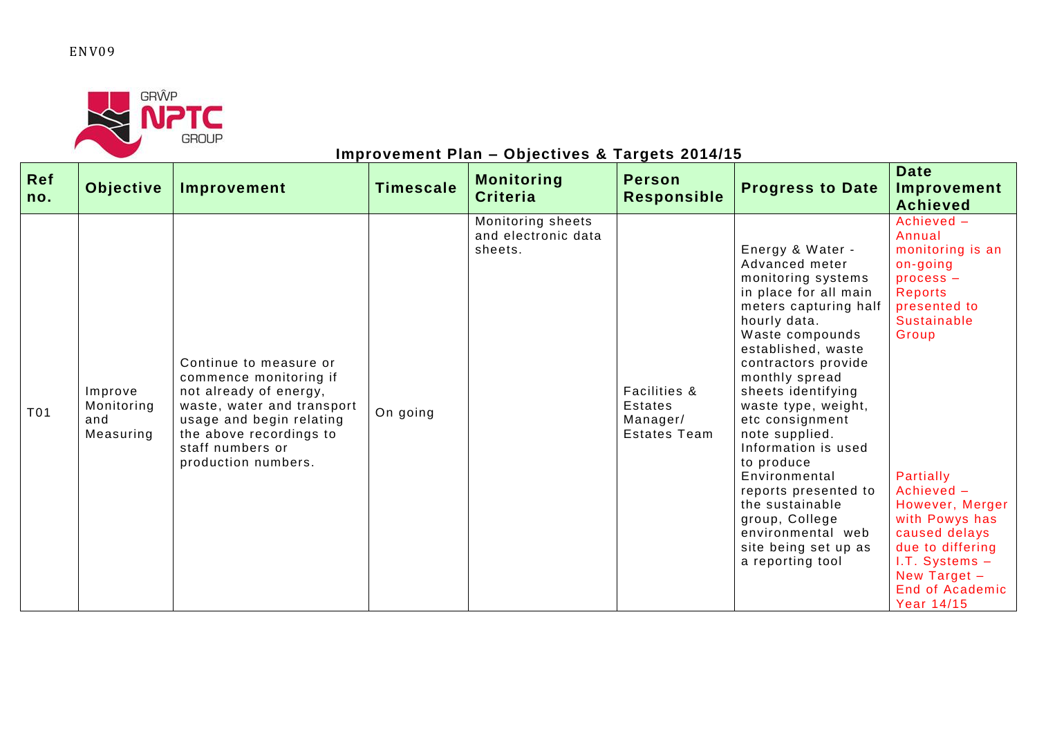ENV09

GRŴP NPTC GROUP

## Improvement Plan – Objectives & Targets 2014/15

| Ref no. | Objective | Improvement | Timescale | Monitoring Criteria | Person Responsible | Progress to Date | Date Improvement Achieved |
|---|---|---|---|---|---|---|---|
| T01 | Improve Monitoring and Measuring | Continue to measure or commence monitoring if not already of energy, waste, water and transport usage and begin relating the above recordings to staff numbers or production numbers. | On going | Monitoring sheets and electronic data sheets. | Facilities & Estates Manager/ Estates Team | Energy & Water - Advanced meter monitoring systems in place for all main meters capturing half hourly data. Waste compounds established, waste contractors provide monthly spread sheets identifying waste type, weight, etc consignment note supplied. Information is used to produce Environmental reports presented to the sustainable group, College environmental web site being set up as a reporting tool | Achieved – Annual monitoring is an on-going process – Reports presented to Sustainable Group<br><br>Partially Achieved – However, Merger with Powys has caused delays due to differing I.T. Systems – New Target – End of Academic Year 14/15 |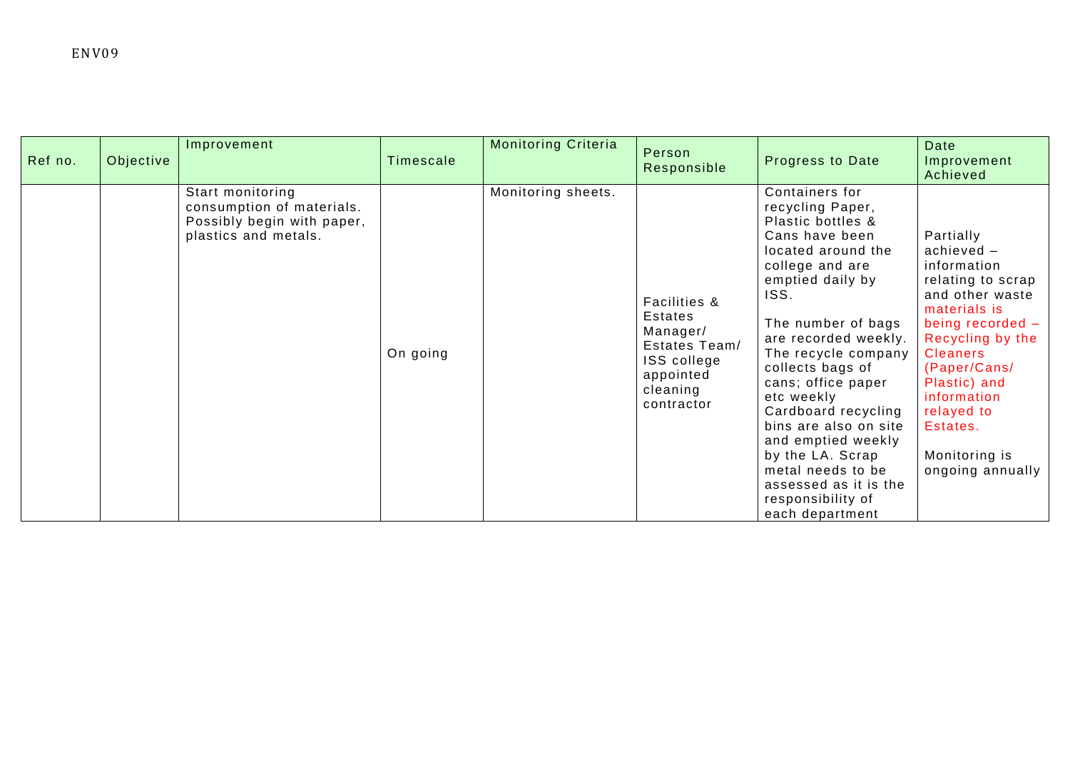ENV09

| Ref no. | Objective | Improvement | Timescale | Monitoring Criteria | Person Responsible | Progress to Date | Date Improvement Achieved |
|---|---|---|---|---|---|---|---|
| | | Start monitoring consumption of materials. Possibly begin with paper, plastics and metals. | On going | Monitoring sheets. | Facilities & Estates Manager/ Estates Team/ ISS college appointed cleaning contractor | Containers for recycling Paper, Plastic bottles & Cans have been located around the college and are emptied daily by ISS.<br><br>The number of bags are recorded weekly. The recycle company collects bags of cans; office paper etc weekly Cardboard recycling bins are also on site and emptied weekly by the LA. Scrap metal needs to be assessed as it is the responsibility of each department | Partially achieved – information relating to scrap and other waste materials is being recorded – Recycling by the Cleaners (Paper/Cans/ Plastic) and information relayed to Estates.<br><br>Monitoring is ongoing annually |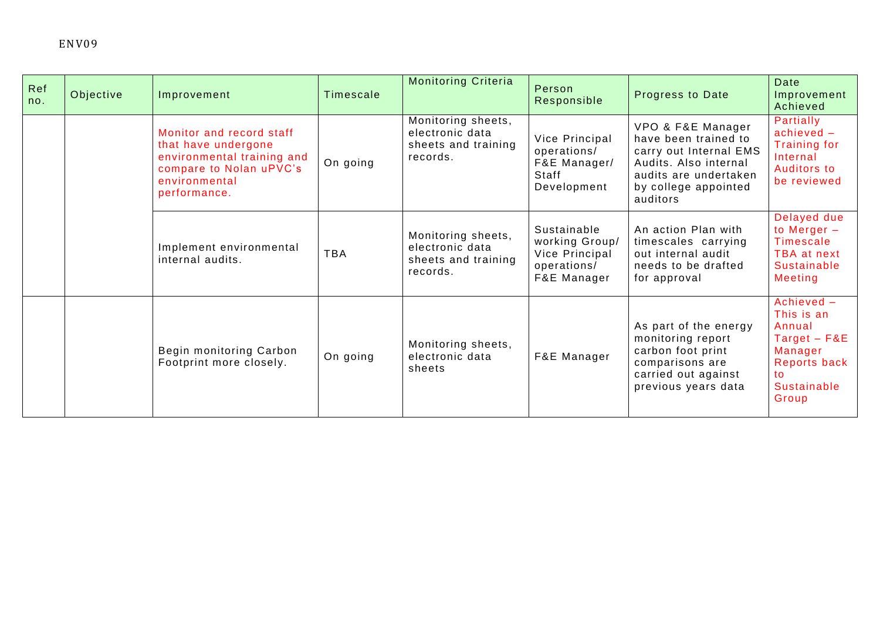ENV09

| Ref no. | Objective | Improvement | Timescale | Monitoring Criteria | Person Responsible | Progress to Date | Date Improvement Achieved |
|---|---|---|---|---|---|---|---|
| | | Monitor and record staff that have undergone environmental training and compare to Nolan uPVC's environmental performance. | On going | Monitoring sheets, electronic data sheets and training records. | Vice Principal operations/ F&E Manager/ Staff Development | VPO & F&E Manager have been trained to carry out Internal EMS Audits. Also internal audits are undertaken by college appointed auditors | Partially achieved – Training for Internal Auditors to be reviewed |
| | | Implement environmental internal audits. | TBA | Monitoring sheets, electronic data sheets and training records. | Sustainable working Group/ Vice Principal operations/ F&E Manager | An action Plan with timescales carrying out internal audit needs to be drafted for approval | Delayed due to Merger – Timescale TBA at next Sustainable Meeting |
| | | Begin monitoring Carbon Footprint more closely. | On going | Monitoring sheets, electronic data sheets | F&E Manager | As part of the energy monitoring report carbon foot print comparisons are carried out against previous years data | Achieved – This is an Annual Target – F&E Manager Reports back to Sustainable Group |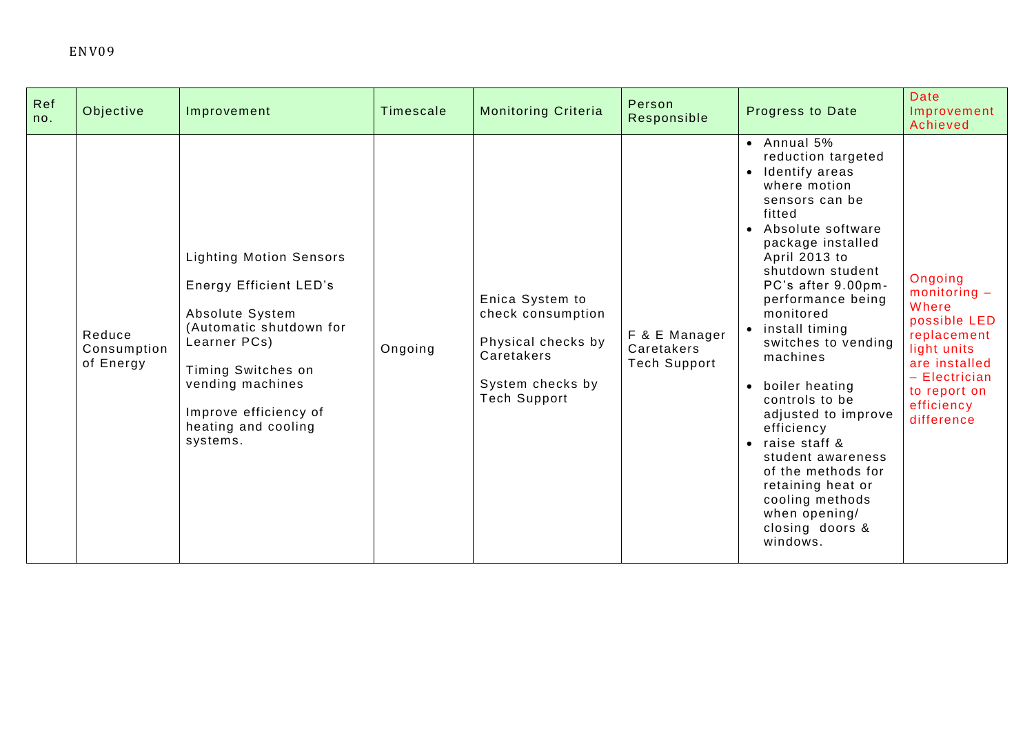ENV09

| Ref no. | Objective | Improvement | Timescale | Monitoring Criteria | Person Responsible | Progress to Date | Date Improvement Achieved |
|---|---|---|---|---|---|---|---|
| | Reduce Consumption of Energy | Lighting Motion Sensors<br><br>Energy Efficient LED's<br><br>Absolute System (Automatic shutdown for Learner PCs)<br><br>Timing Switches on vending machines<br><br>Improve efficiency of heating and cooling systems. | Ongoing | Enica System to check consumption<br><br>Physical checks by Caretakers<br><br>System checks by Tech Support | F & E Manager<br>Caretakers<br>Tech Support | • Annual 5% reduction targeted<br>• Identify areas where motion sensors can be fitted<br>• Absolute software package installed April 2013 to shutdown student PC's after 9.00pm- performance being monitored<br>• install timing switches to vending machines<br><br>• boiler heating controls to be adjusted to improve efficiency<br>• raise staff & student awareness of the methods for retaining heat or cooling methods when opening/ closing doors & windows. | Ongoing monitoring – Where possible LED replacement light units are installed – Electrician to report on efficiency difference |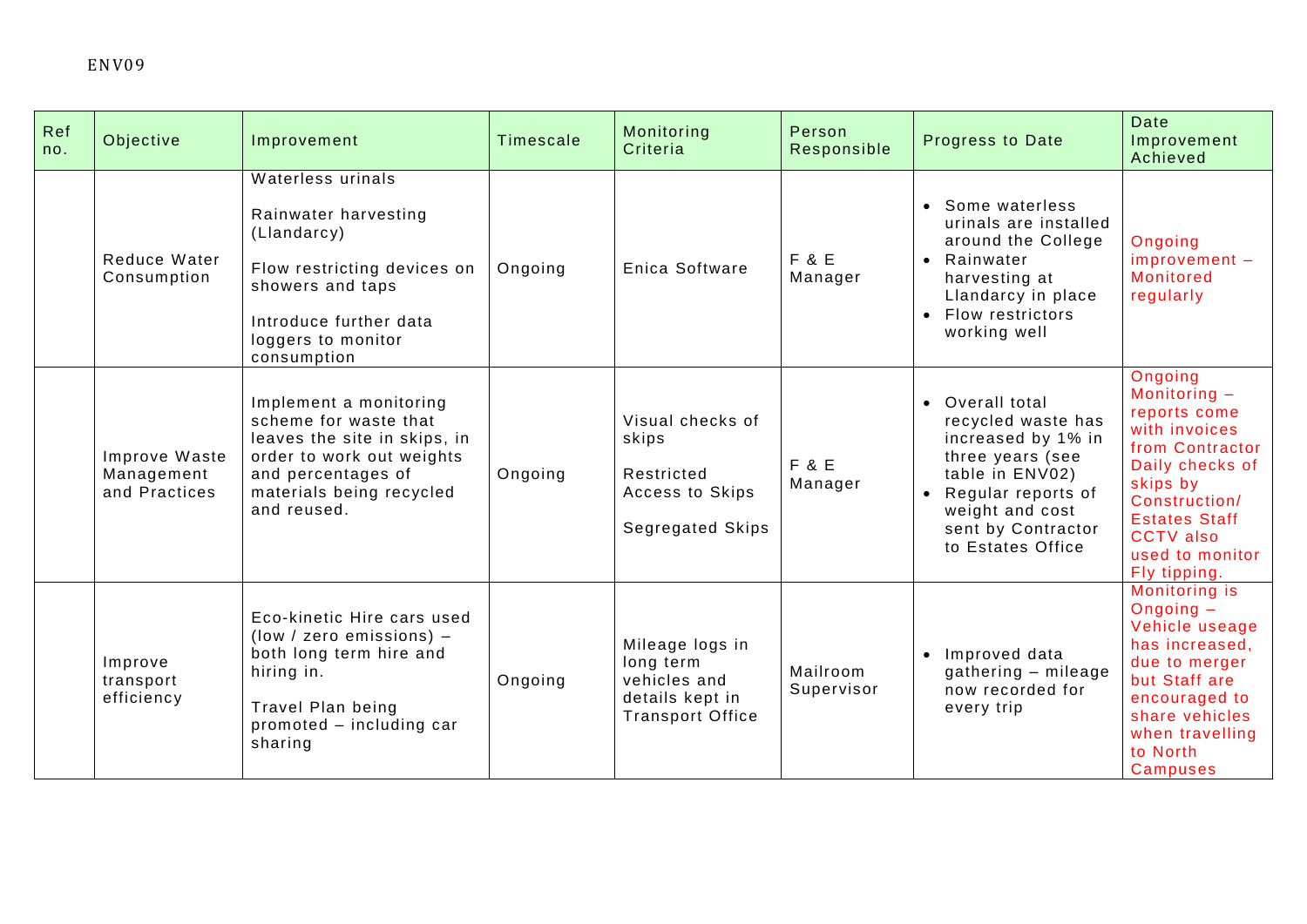ENV09

| Ref no. | Objective | Improvement | Timescale | Monitoring Criteria | Person Responsible | Progress to Date | Date Improvement Achieved |
|---|---|---|---|---|---|---|---|
| | Reduce Water Consumption | Waterless urinals<br><br>Rainwater harvesting (Llandarcy)<br><br>Flow restricting devices on showers and taps<br><br>Introduce further data loggers to monitor consumption | Ongoing | Enica Software | F & E Manager | • Some waterless urinals are installed around the College<br>• Rainwater harvesting at Llandarcy in place<br>• Flow restrictors working well | Ongoing improvement – Monitored regularly |
| | Improve Waste Management and Practices | Implement a monitoring scheme for waste that leaves the site in skips, in order to work out weights and percentages of materials being recycled and reused. | Ongoing | Visual checks of skips<br><br>Restricted Access to Skips<br><br>Segregated Skips | F & E Manager | • Overall total recycled waste has increased by 1% in three years (see table in ENV02)<br>• Regular reports of weight and cost sent by Contractor to Estates Office | Ongoing Monitoring – reports come with invoices from Contractor Daily checks of skips by Construction/ Estates Staff CCTV also used to monitor Fly tipping. |
| | Improve transport efficiency | Eco-kinetic Hire cars used (low / zero emissions) – both long term hire and hiring in.<br><br>Travel Plan being promoted – including car sharing | Ongoing | Mileage logs in long term vehicles and details kept in Transport Office | Mailroom Supervisor | • Improved data gathering – mileage now recorded for every trip | Monitoring is Ongoing – Vehicle useage has increased, due to merger but Staff are encouraged to share vehicles when travelling to North Campuses |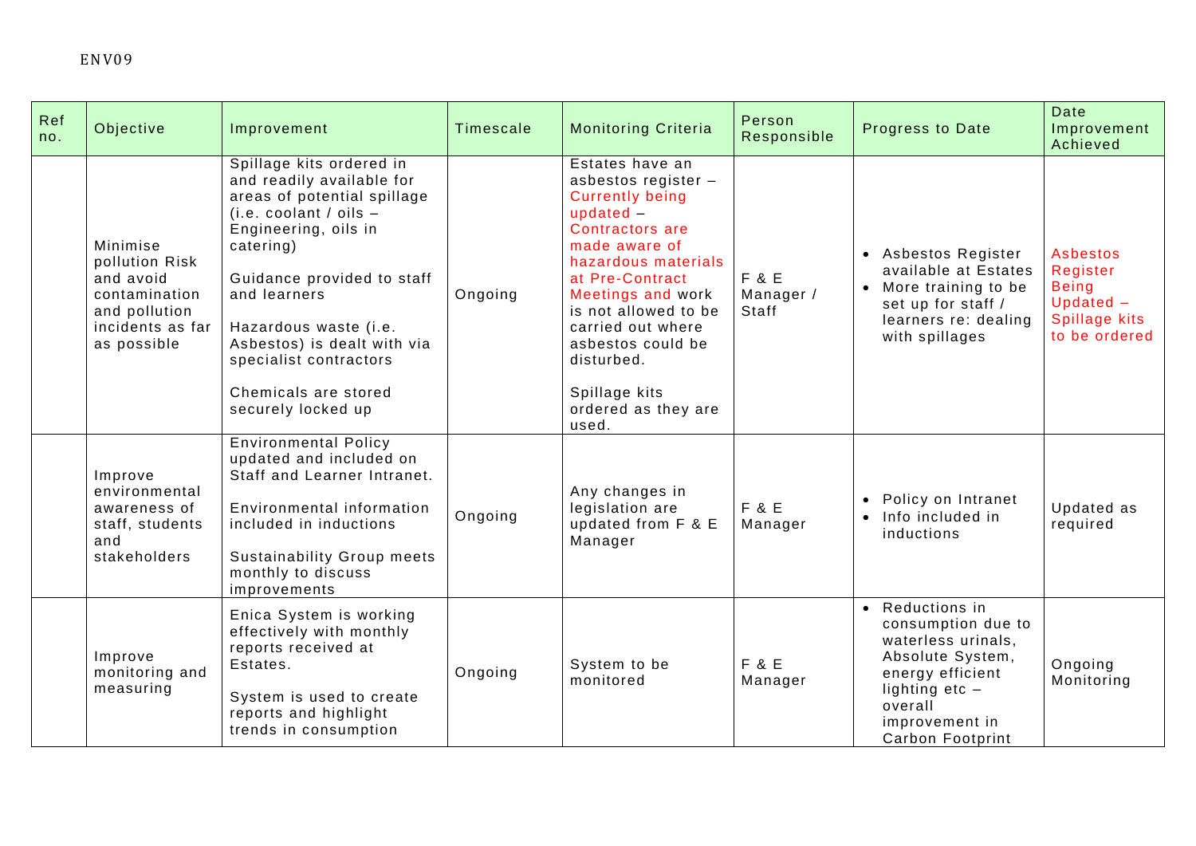ENV09

| Ref no. | Objective | Improvement | Timescale | Monitoring Criteria | Person Responsible | Progress to Date | Date Improvement Achieved |
|---|---|---|---|---|---|---|---|
| | Minimise pollution Risk and avoid contamination and pollution incidents as far as possible | Spillage kits ordered in and readily available for areas of potential spillage (i.e. coolant / oils – Engineering, oils in catering)<br><br>Guidance provided to staff and learners<br><br>Hazardous waste (i.e. Asbestos) is dealt with via specialist contractors<br><br>Chemicals are stored securely locked up | Ongoing | Estates have an asbestos register – Currently being updated – Contractors are made aware of hazardous materials at Pre-Contract Meetings and work is not allowed to be carried out where asbestos could be disturbed.<br><br>Spillage kits ordered as they are used. | F & E Manager / Staff | • Asbestos Register available at Estates<br>• More training to be set up for staff / learners re: dealing with spillages | Asbestos Register Being Updated – Spillage kits to be ordered |
| | Improve environmental awareness of staff, students and stakeholders | Environmental Policy updated and included on Staff and Learner Intranet.<br><br>Environmental information included in inductions<br><br>Sustainability Group meets monthly to discuss improvements | Ongoing | Any changes in legislation are updated from F & E Manager | F & E Manager | • Policy on Intranet<br>• Info included in inductions | Updated as required |
| | Improve monitoring and measuring | Enica System is working effectively with monthly reports received at Estates.<br><br>System is used to create reports and highlight trends in consumption | Ongoing | System to be monitored | F & E Manager | • Reductions in consumption due to waterless urinals, Absolute System, energy efficient lighting etc – overall improvement in Carbon Footprint | Ongoing Monitoring |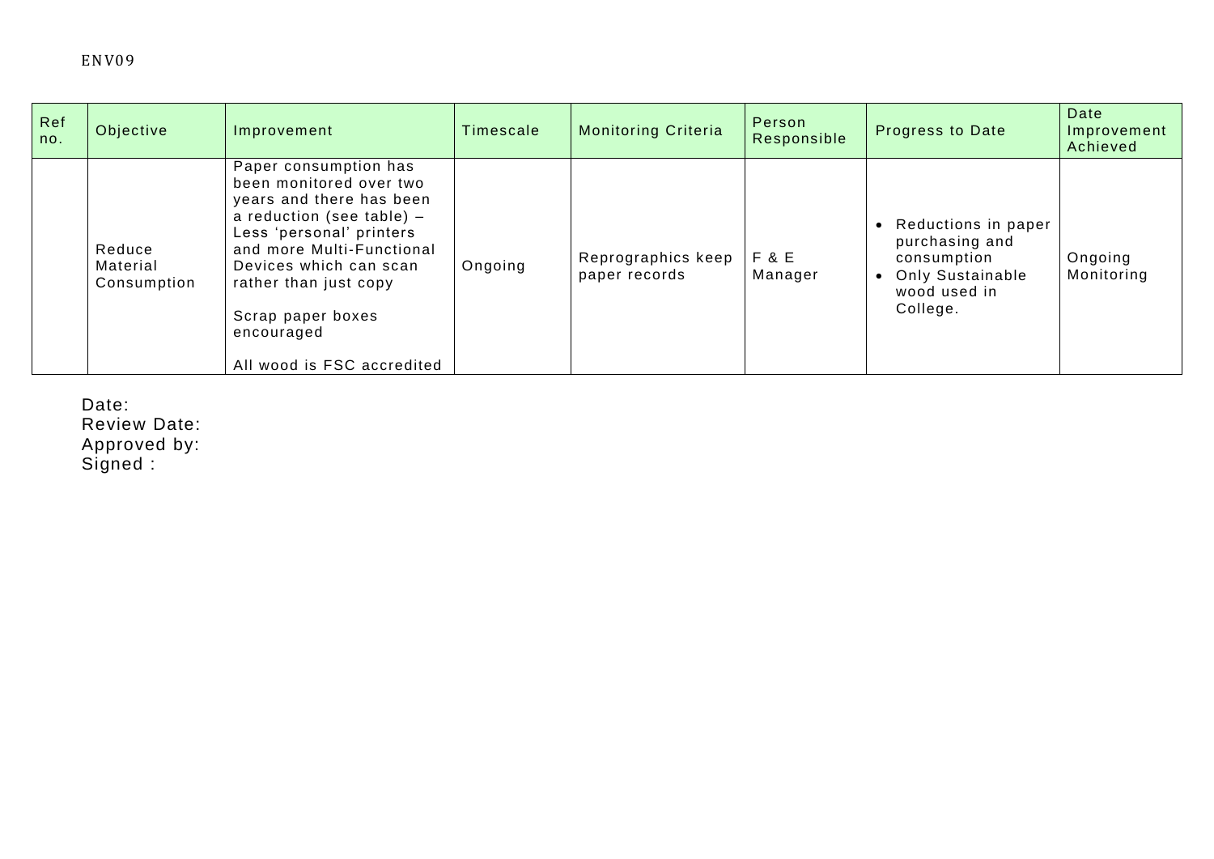ENV09

| Ref no. | Objective | Improvement | Timescale | Monitoring Criteria | Person Responsible | Progress to Date | Date Improvement Achieved |
|---|---|---|---|---|---|---|---|
| | Reduce Material Consumption | Paper consumption has been monitored over two years and there has been a reduction (see table) – Less 'personal' printers and more Multi-Functional Devices which can scan rather than just copy<br><br>Scrap paper boxes encouraged<br><br>All wood is FSC accredited | Ongoing | Reprographics keep paper records | F & E Manager | • Reductions in paper purchasing and consumption<br>• Only Sustainable wood used in College. | Ongoing Monitoring |

Date:
Review Date:
Approved by:
Signed :